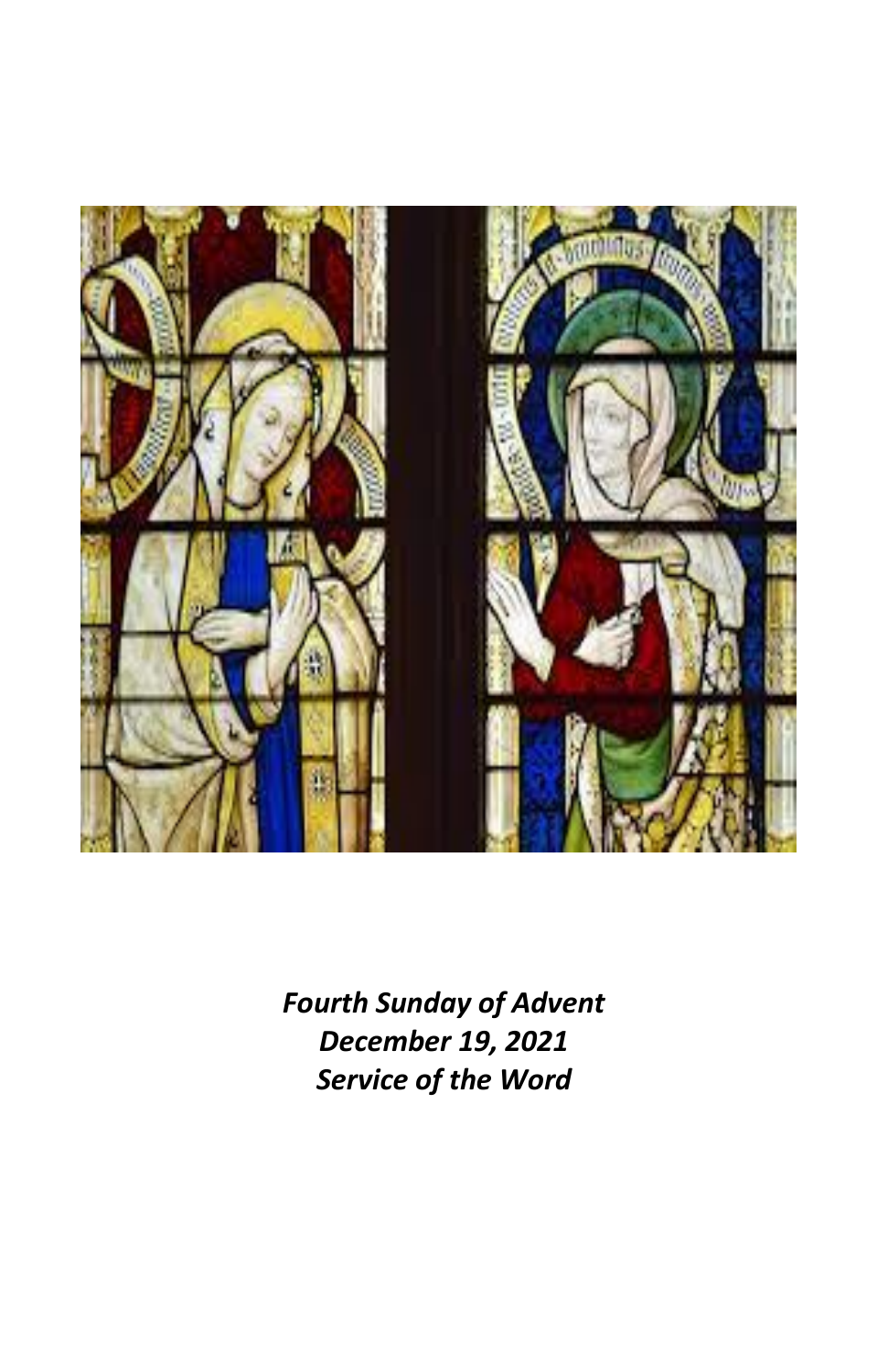*Fourth Sunday of Advent*
*December 19, 2021*
*Service of the Word*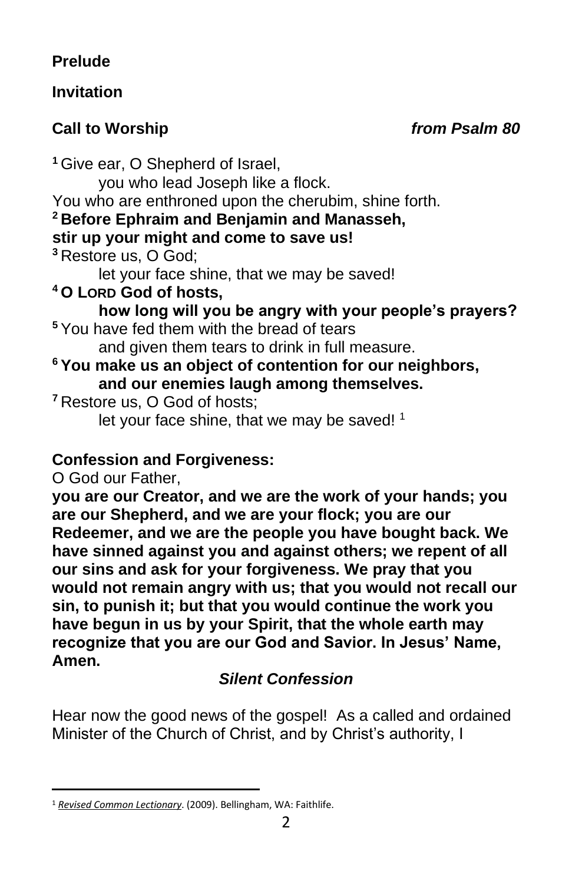**Prelude**

**Invitation**

**Call to Worship** ***from Psalm 80***

**1** Give ear, O Shepherd of Israel,
 you who lead Joseph like a flock.
You who are enthroned upon the cherubim, shine forth.
**2 Before Ephraim and Benjamin and Manasseh,**
**stir up your might and come to save us!**
**3** Restore us, O God;
 let your face shine, that we may be saved!
**4 O LORD God of hosts,**
 **how long will you be angry with your people's prayers?**
**5** You have fed them with the bread of tears
 and given them tears to drink in full measure.
**6 You make us an object of contention for our neighbors,**
 **and our enemies laugh among themselves.**
**7** Restore us, O God of hosts;
 let your face shine, that we may be saved! [1]

**Confession and Forgiveness:**

O God our Father,
**you are our Creator, and we are the work of your hands; you are our Shepherd, and we are your flock; you are our Redeemer, and we are the people you have bought back. We have sinned against you and against others; we repent of all our sins and ask for your forgiveness. We pray that you would not remain angry with us; that you would not recall our sin, to punish it; but that you would continue the work you have begun in us by your Spirit, that the whole earth may recognize that you are our God and Savior. In Jesus' Name, Amen.**

***Silent Confession***

Hear now the good news of the gospel! As a called and ordained Minister of the Church of Christ, and by Christ's authority, I

---

[1] *Revised Common Lectionary*. (2009). Bellingham, WA: Faithlife.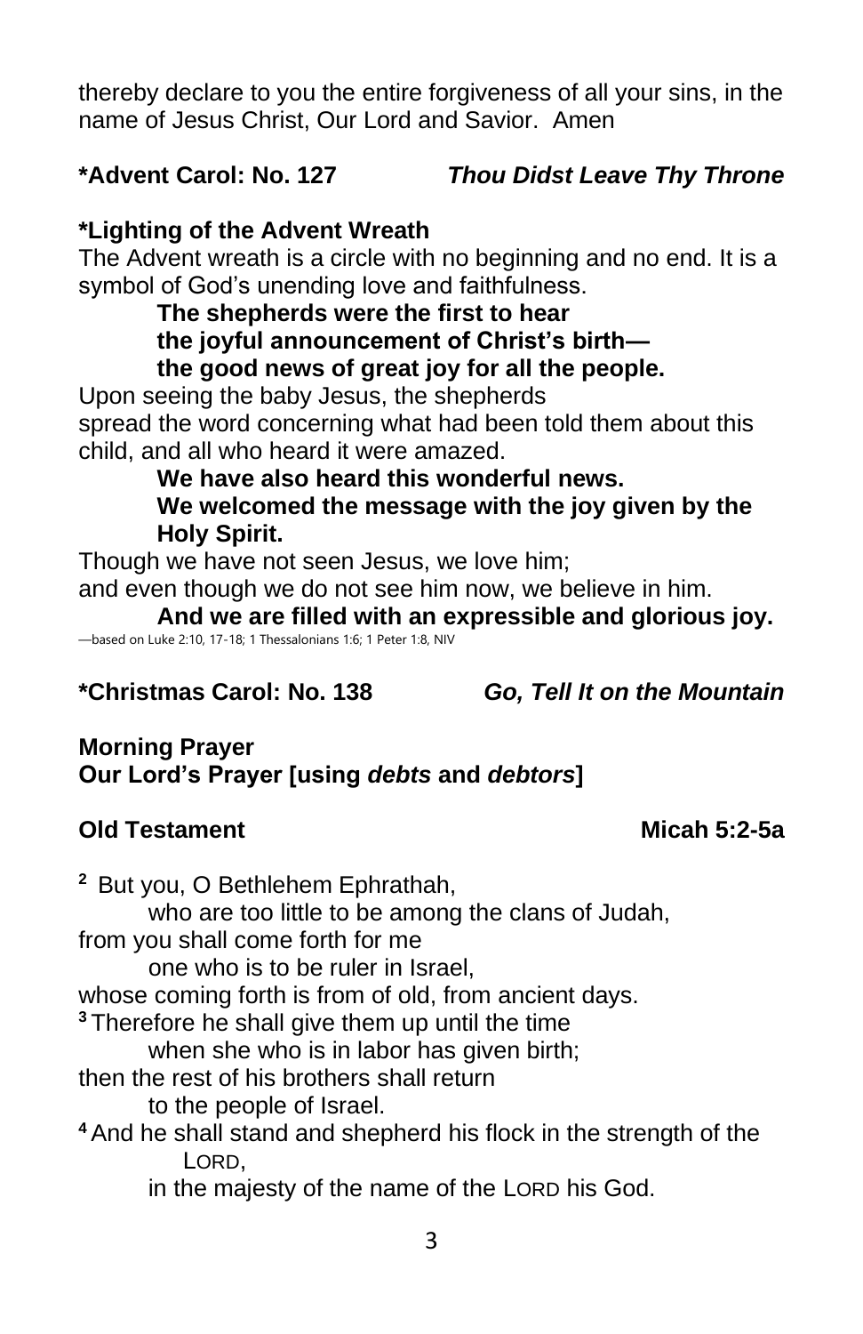thereby declare to you the entire forgiveness of all your sins, in the name of Jesus Christ, Our Lord and Savior. Amen

**\*Advent Carol: No. 127** ***Thou Didst Leave Thy Throne***

**\*Lighting of the Advent Wreath**

The Advent wreath is a circle with no beginning and no end. It is a symbol of God's unending love and faithfulness.

**The shepherds were the first to hear**
**the joyful announcement of Christ's birth—**
**the good news of great joy for all the people.**

Upon seeing the baby Jesus, the shepherds
spread the word concerning what had been told them about this child, and all who heard it were amazed.

**We have also heard this wonderful news.**
**We welcomed the message with the joy given by the Holy Spirit.**

Though we have not seen Jesus, we love him;
and even though we do not see him now, we believe in him.

**And we are filled with an expressible and glorious joy.**

—based on Luke 2:10, 17-18; 1 Thessalonians 1:6; 1 Peter 1:8, NIV

**\*Christmas Carol: No. 138** ***Go, Tell It on the Mountain***

**Morning Prayer**
**Our Lord's Prayer [using *debts* and *debtors*]**

**Old Testament** **Micah 5:2-5a**

[2] But you, O Bethlehem Ephrathah,
who are too little to be among the clans of Judah,
from you shall come forth for me
one who is to be ruler in Israel,
whose coming forth is from of old, from ancient days.
[3] Therefore he shall give them up until the time
when she who is in labor has given birth;
then the rest of his brothers shall return
to the people of Israel.
[4] And he shall stand and shepherd his flock in the strength of the LORD,
in the majesty of the name of the LORD his God.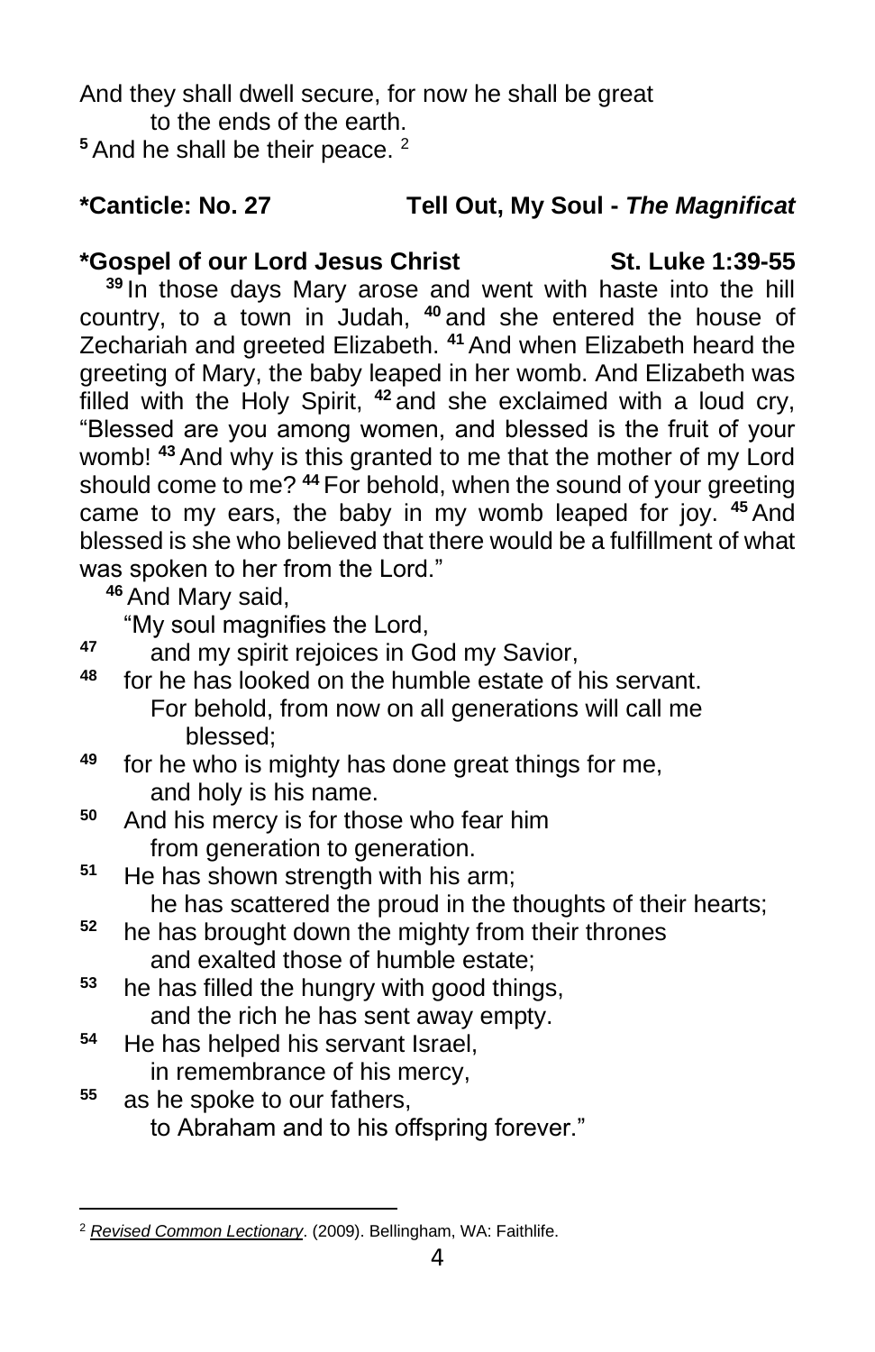And they shall dwell secure, for now he shall be great
to the ends of the earth.
**5** And he shall be their peace. [2]

**\*Canticle: No. 27 Tell Out, My Soul - *The Magnificat***

**\*Gospel of our Lord Jesus Christ St. Luke 1:39-55**

**39** In those days Mary arose and went with haste into the hill country, to a town in Judah, **40** and she entered the house of Zechariah and greeted Elizabeth. **41** And when Elizabeth heard the greeting of Mary, the baby leaped in her womb. And Elizabeth was filled with the Holy Spirit, **42** and she exclaimed with a loud cry, "Blessed are you among women, and blessed is the fruit of your womb! **43** And why is this granted to me that the mother of my Lord should come to me? **44** For behold, when the sound of your greeting came to my ears, the baby in my womb leaped for joy. **45** And blessed is she who believed that there would be a fulfillment of what was spoken to her from the Lord."

**46** And Mary said,
"My soul magnifies the Lord,
**47** and my spirit rejoices in God my Savior,
**48** for he has looked on the humble estate of his servant.
For behold, from now on all generations will call me blessed;
**49** for he who is mighty has done great things for me,
and holy is his name.
**50** And his mercy is for those who fear him
from generation to generation.
**51** He has shown strength with his arm;
he has scattered the proud in the thoughts of their hearts;
**52** he has brought down the mighty from their thrones
and exalted those of humble estate;
**53** he has filled the hungry with good things,
and the rich he has sent away empty.
**54** He has helped his servant Israel,
in remembrance of his mercy,
**55** as he spoke to our fathers,
to Abraham and to his offspring forever."

---

[2] *Revised Common Lectionary*. (2009). Bellingham, WA: Faithlife.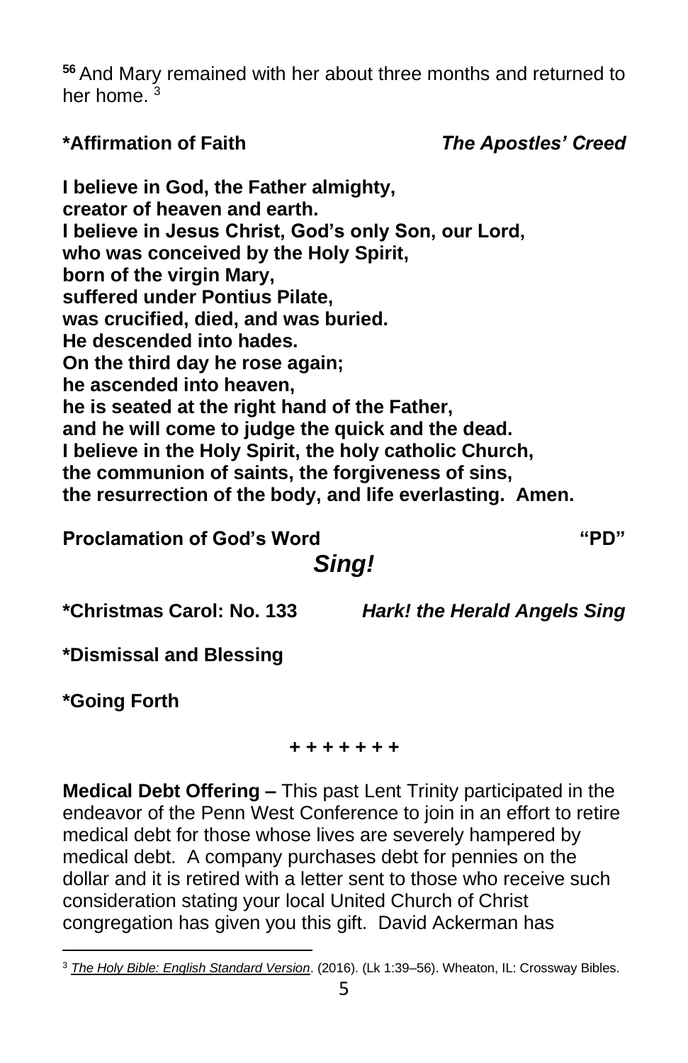[56] And Mary remained with her about three months and returned to her home. [3]

**\*Affirmation of Faith** ***The Apostles' Creed***

**I believe in God, the Father almighty,**
**creator of heaven and earth.**
**I believe in Jesus Christ, God's only Son, our Lord,**
**who was conceived by the Holy Spirit,**
**born of the virgin Mary,**
**suffered under Pontius Pilate,**
**was crucified, died, and was buried.**
**He descended into hades.**
**On the third day he rose again;**
**he ascended into heaven,**
**he is seated at the right hand of the Father,**
**and he will come to judge the quick and the dead.**
**I believe in the Holy Spirit, the holy catholic Church,**
**the communion of saints, the forgiveness of sins,**
**the resurrection of the body, and life everlasting. Amen.**

**Proclamation of God's Word** **"PD"**

***Sing!***

**\*Christmas Carol: No. 133** ***Hark! the Herald Angels Sing***

**\*Dismissal and Blessing**

**\*Going Forth**

+ + + + + + +

**Medical Debt Offering –** This past Lent Trinity participated in the endeavor of the Penn West Conference to join in an effort to retire medical debt for those whose lives are severely hampered by medical debt. A company purchases debt for pennies on the dollar and it is retired with a letter sent to those who receive such consideration stating your local United Church of Christ congregation has given you this gift. David Ackerman has

---

[3] *The Holy Bible: English Standard Version*. (2016). (Lk 1:39–56). Wheaton, IL: Crossway Bibles.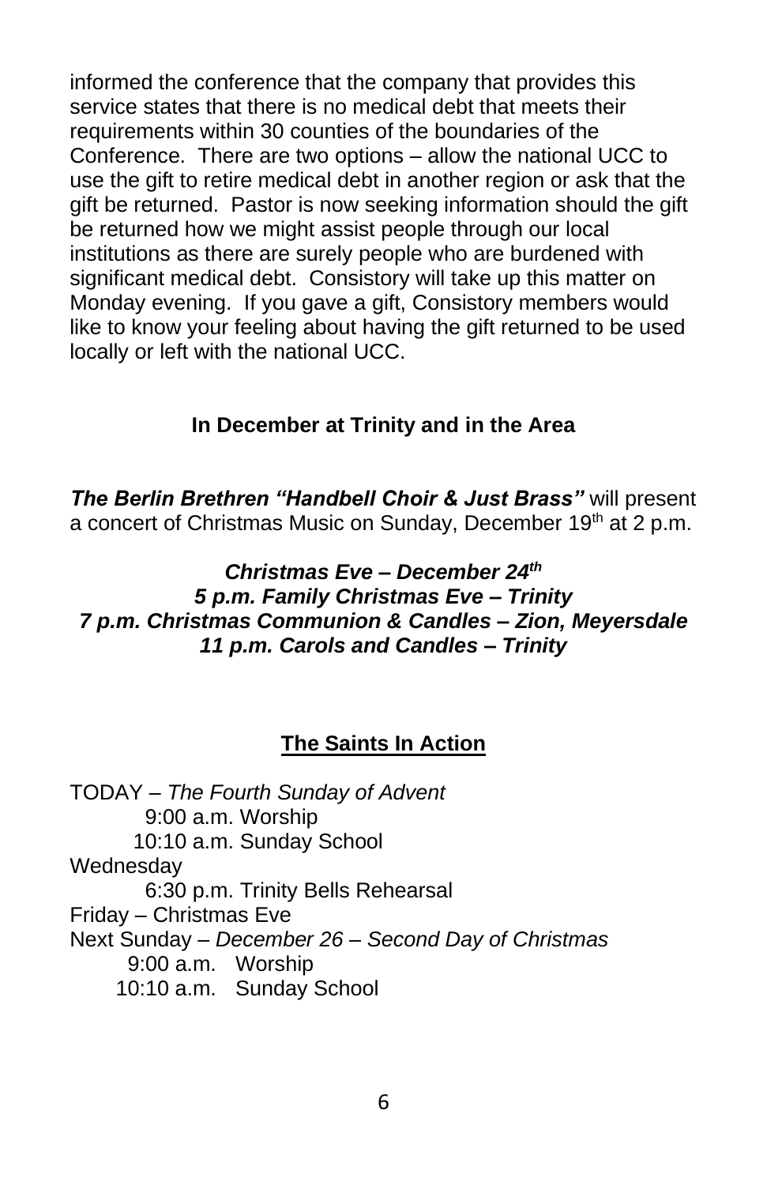informed the conference that the company that provides this service states that there is no medical debt that meets their requirements within 30 counties of the boundaries of the Conference. There are two options – allow the national UCC to use the gift to retire medical debt in another region or ask that the gift be returned. Pastor is now seeking information should the gift be returned how we might assist people through our local institutions as there are surely people who are burdened with significant medical debt. Consistory will take up this matter on Monday evening. If you gave a gift, Consistory members would like to know your feeling about having the gift returned to be used locally or left with the national UCC.

**In December at Trinity and in the Area**

***The Berlin Brethren "Handbell Choir & Just Brass"*** will present a concert of Christmas Music on Sunday, December 19th at 2 p.m.

***Christmas Eve – December 24th***
***5 p.m. Family Christmas Eve – Trinity***
***7 p.m. Christmas Communion & Candles – Zion, Meyersdale***
***11 p.m. Carols and Candles – Trinity***

**The Saints In Action**

TODAY – *The Fourth Sunday of Advent*
9:00 a.m. Worship
10:10 a.m. Sunday School
Wednesday
6:30 p.m. Trinity Bells Rehearsal
Friday – Christmas Eve
Next Sunday – *December 26 – Second Day of Christmas*
9:00 a.m. Worship
10:10 a.m. Sunday School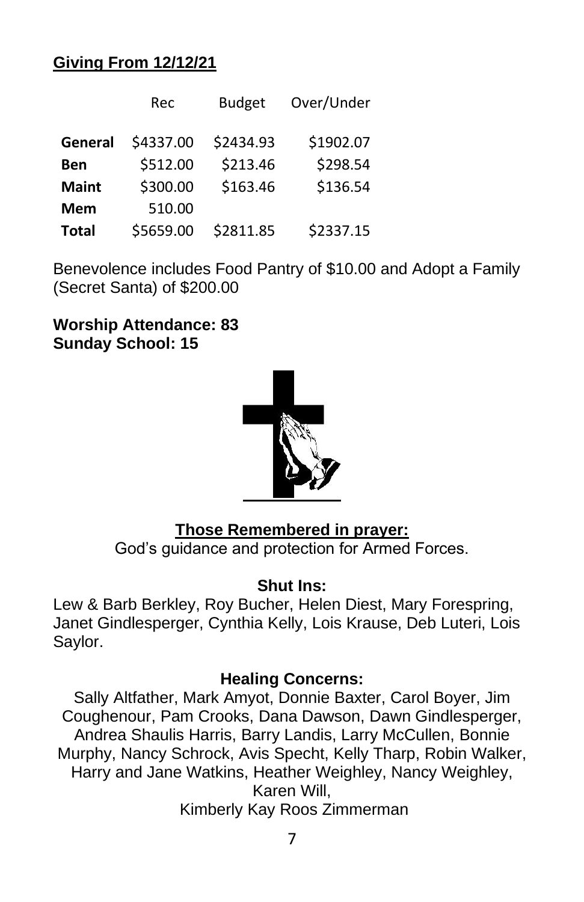## Giving From 12/12/21

| | Rec | Budget | Over/Under |
|---|---|---|---|
| **General** | $4337.00 | $2434.93 | $1902.07 |
| **Ben** | $512.00 | $213.46 | $298.54 |
| **Maint** | $300.00 | $163.46 | $136.54 |
| **Mem** | 510.00 | | |
| **Total** | $5659.00 | $2811.85 | $2337.15 |

Benevolence includes Food Pantry of $10.00 and Adopt a Family (Secret Santa) of $200.00

**Worship Attendance: 83**
**Sunday School: 15**

**Those Remembered in prayer:**

God's guidance and protection for Armed Forces.

**Shut Ins:**

Lew & Barb Berkley, Roy Bucher, Helen Diest, Mary Forespring, Janet Gindlesperger, Cynthia Kelly, Lois Krause, Deb Luteri, Lois Saylor.

**Healing Concerns:**

Sally Altfather, Mark Amyot, Donnie Baxter, Carol Boyer, Jim Coughenour, Pam Crooks, Dana Dawson, Dawn Gindlesperger, Andrea Shaulis Harris, Barry Landis, Larry McCullen, Bonnie Murphy, Nancy Schrock, Avis Specht, Kelly Tharp, Robin Walker, Harry and Jane Watkins, Heather Weighley, Nancy Weighley, Karen Will,
Kimberly Kay Roos Zimmerman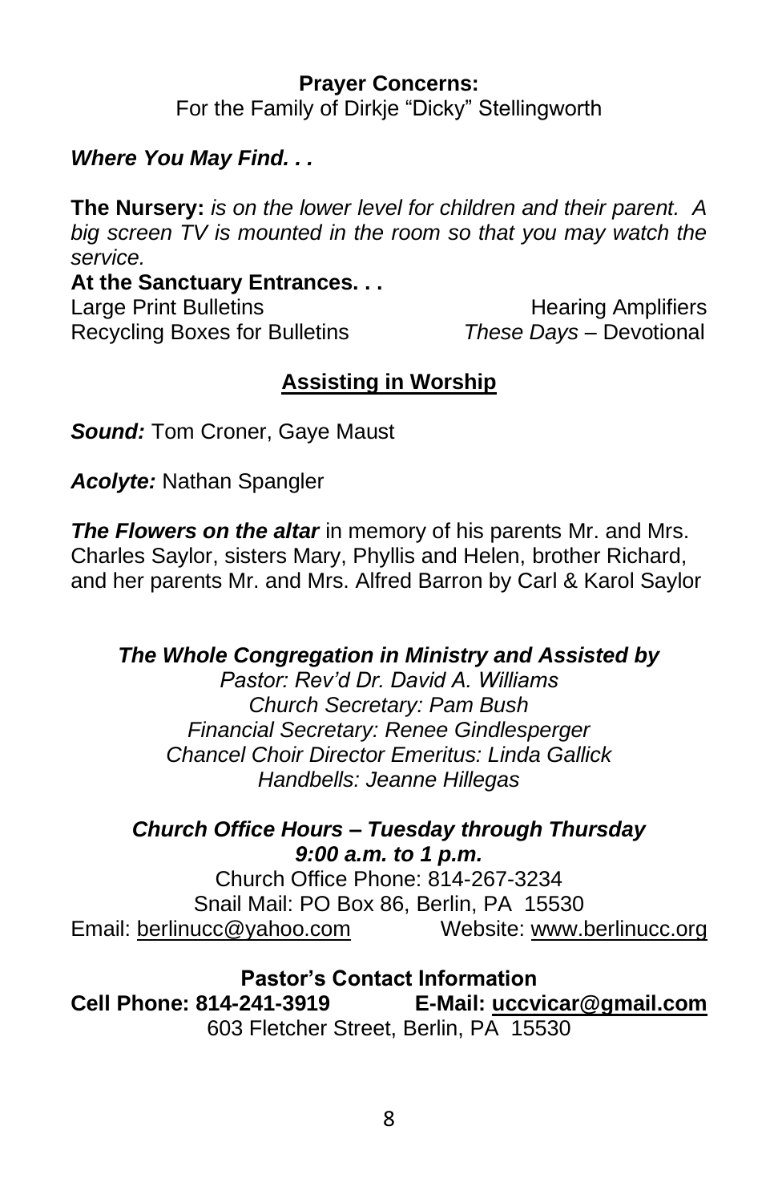**Prayer Concerns:**
For the Family of Dirkje "Dicky" Stellingworth

***Where You May Find. . .***

**The Nursery:** *is on the lower level for children and their parent. A big screen TV is mounted in the room so that you may watch the service.*

**At the Sanctuary Entrances. . .**

Large Print Bulletins
Hearing Amplifiers
Recycling Boxes for Bulletins
*These Days* – Devotional

## Assisting in Worship

***Sound:*** Tom Croner, Gaye Maust

***Acolyte:*** Nathan Spangler

***The Flowers on the altar*** in memory of his parents Mr. and Mrs. Charles Saylor, sisters Mary, Phyllis and Helen, brother Richard, and her parents Mr. and Mrs. Alfred Barron by Carl & Karol Saylor

***The Whole Congregation in Ministry and Assisted by***
*Pastor: Rev'd Dr. David A. Williams*
*Church Secretary: Pam Bush*
*Financial Secretary: Renee Gindlesperger*
*Chancel Choir Director Emeritus: Linda Gallick*
*Handbells: Jeanne Hillegas*

***Church Office Hours – Tuesday through Thursday***
***9:00 a.m. to 1 p.m.***
Church Office Phone: 814-267-3234
Snail Mail: PO Box 86, Berlin, PA 15530
Email: berlinucc@yahoo.com Website: www.berlinucc.org

**Pastor's Contact Information**
**Cell Phone: 814-241-3919 E-Mail: uccvicar@gmail.com**
603 Fletcher Street, Berlin, PA 15530